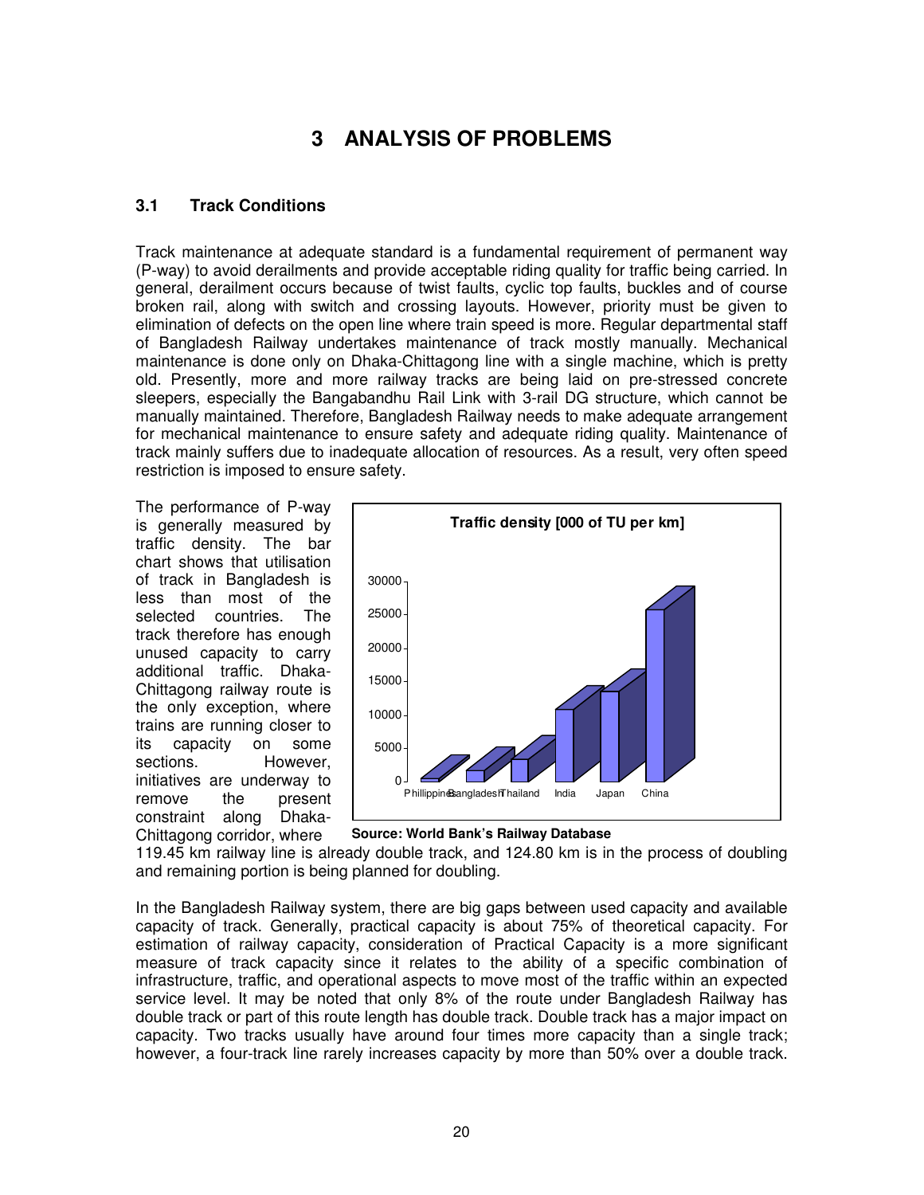# 3 ANALYSIS OF PROBLEMS

## 3.1 Track Conditions

Track maintenance at adequate standard is a fundamental requirement of permanent way (P-way) to avoid derailments and provide acceptable riding quality for traffic being carried. In general, derailment occurs because of twist faults, cyclic top faults, buckles and of course broken rail, along with switch and crossing layouts. However, priority must be given to elimination of defects on the open line where train speed is more. Regular departmental staff of Bangladesh Railway undertakes maintenance of track mostly manually. Mechanical maintenance is done only on Dhaka-Chittagong line with a single machine, which is pretty old. Presently, more and more railway tracks are being laid on pre-stressed concrete sleepers, especially the Bangabandhu Rail Link with 3-rail DG structure, which cannot be manually maintained. Therefore, Bangladesh Railway needs to make adequate arrangement for mechanical maintenance to ensure safety and adequate riding quality. Maintenance of track mainly suffers due to inadequate allocation of resources. As a result, very often speed restriction is imposed to ensure safety.

The performance of P-way is generally measured by traffic density. The bar chart shows that utilisation of track in Bangladesh is less than most of the selected countries. The track therefore has enough unused capacity to carry additional traffic. Dhaka-Chittagong railway route is the only exception, where trains are running closer to its capacity on some sections. However, initiatives are underway to remove the present constraint along Dhaka-Chittagong corridor, where 119.45 km railway line is already double track, and 124.80 km is in the process of doubling and remaining portion is being planned for doubling.

**Traffic density [000 of TU per km]**

**Source: World Bank's Railway Database**

In the Bangladesh Railway system, there are big gaps between used capacity and available capacity of track. Generally, practical capacity is about 75% of theoretical capacity. For estimation of railway capacity, consideration of Practical Capacity is a more significant measure of track capacity since it relates to the ability of a specific combination of infrastructure, traffic, and operational aspects to move most of the traffic within an expected service level. It may be noted that only 8% of the route under Bangladesh Railway has double track or part of this route length has double track. Double track has a major impact on capacity. Two tracks usually have around four times more capacity than a single track; however, a four-track line rarely increases capacity by more than 50% over a double track.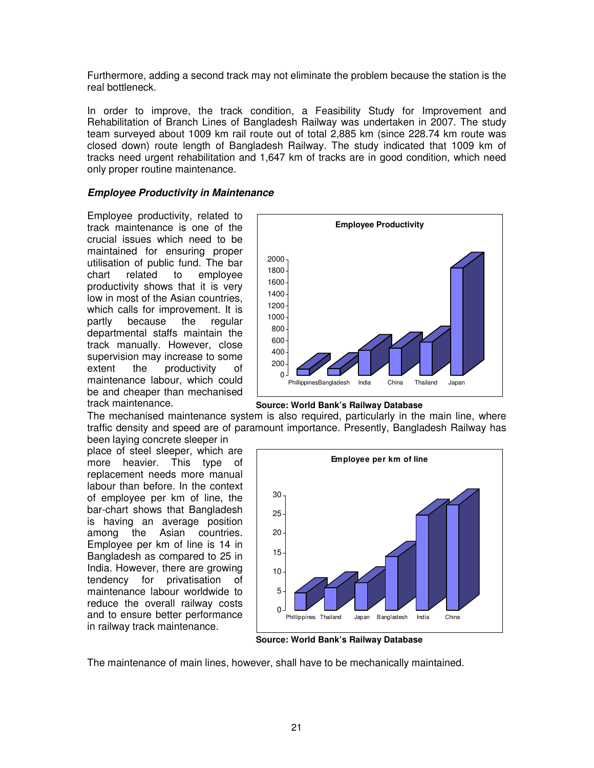Furthermore, adding a second track may not eliminate the problem because the station is the real bottleneck.

In order to improve, the track condition, a Feasibility Study for Improvement and Rehabilitation of Branch Lines of Bangladesh Railway was undertaken in 2007. The study team surveyed about 1009 km rail route out of total 2,885 km (since 228.74 km route was closed down) route length of Bangladesh Railway. The study indicated that 1009 km of tracks need urgent rehabilitation and 1,647 km of tracks are in good condition, which need only proper routine maintenance.

### ***Employee Productivity in Maintenance***

Employee productivity, related to track maintenance is one of the crucial issues which need to be maintained for ensuring proper utilisation of public fund. The bar chart related to employee productivity shows that it is very low in most of the Asian countries, which calls for improvement. It is partly because the regular departmental staffs maintain the track manually. However, close supervision may increase to some extent the productivity of maintenance labour, which could be and cheaper than mechanised track maintenance.

**Employee Productivity**

**Source: World Bank's Railway Database**

The mechanised maintenance system is also required, particularly in the main line, where traffic density and speed are of paramount importance. Presently, Bangladesh Railway has been laying concrete sleeper in place of steel sleeper, which are more heavier. This type of replacement needs more manual labour than before. In the context of employee per km of line, the bar-chart shows that Bangladesh is having an average position among the Asian countries. Employee per km of line is 14 in Bangladesh as compared to 25 in India. However, there are growing tendency for privatisation of maintenance labour worldwide to reduce the overall railway costs and to ensure better performance in railway track maintenance.

**Employee per km of line**

**Source: World Bank's Railway Database**

The maintenance of main lines, however, shall have to be mechanically maintained.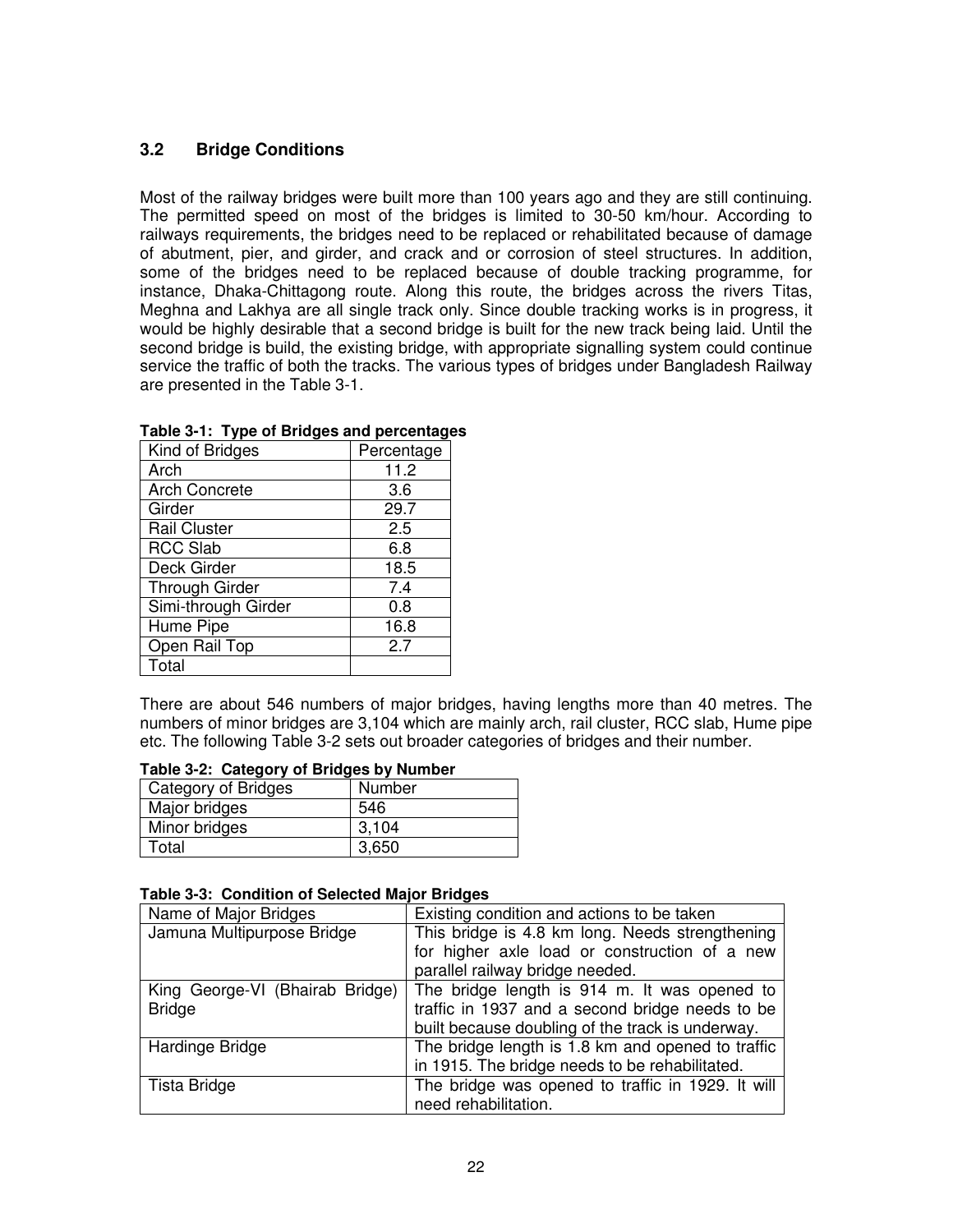### 3.2 Bridge Conditions

Most of the railway bridges were built more than 100 years ago and they are still continuing. The permitted speed on most of the bridges is limited to 30-50 km/hour. According to railways requirements, the bridges need to be replaced or rehabilitated because of damage of abutment, pier, and girder, and crack and or corrosion of steel structures. In addition, some of the bridges need to be replaced because of double tracking programme, for instance, Dhaka-Chittagong route. Along this route, the bridges across the rivers Titas, Meghna and Lakhya are all single track only. Since double tracking works is in progress, it would be highly desirable that a second bridge is built for the new track being laid. Until the second bridge is build, the existing bridge, with appropriate signalling system could continue service the traffic of both the tracks. The various types of bridges under Bangladesh Railway are presented in the Table 3-1.

**Table 3-1: Type of Bridges and percentages**

| Kind of Bridges | Percentage |
|---|---|
| Arch | 11.2 |
| Arch Concrete | 3.6 |
| Girder | 29.7 |
| Rail Cluster | 2.5 |
| RCC Slab | 6.8 |
| Deck Girder | 18.5 |
| Through Girder | 7.4 |
| Simi-through Girder | 0.8 |
| Hume Pipe | 16.8 |
| Open Rail Top | 2.7 |
| Total | |

There are about 546 numbers of major bridges, having lengths more than 40 metres. The numbers of minor bridges are 3,104 which are mainly arch, rail cluster, RCC slab, Hume pipe etc. The following Table 3-2 sets out broader categories of bridges and their number.

**Table 3-2: Category of Bridges by Number**

| Category of Bridges | Number |
|---|---|
| Major bridges | 546 |
| Minor bridges | 3,104 |
| Total | 3,650 |

**Table 3-3: Condition of Selected Major Bridges**

| Name of Major Bridges | Existing condition and actions to be taken |
|---|---|
| Jamuna Multipurpose Bridge | This bridge is 4.8 km long. Needs strengthening for higher axle load or construction of a new parallel railway bridge needed. |
| King George-VI (Bhairab Bridge) Bridge | The bridge length is 914 m. It was opened to traffic in 1937 and a second bridge needs to be built because doubling of the track is underway. |
| Hardinge Bridge | The bridge length is 1.8 km and opened to traffic in 1915. The bridge needs to be rehabilitated. |
| Tista Bridge | The bridge was opened to traffic in 1929. It will need rehabilitation. |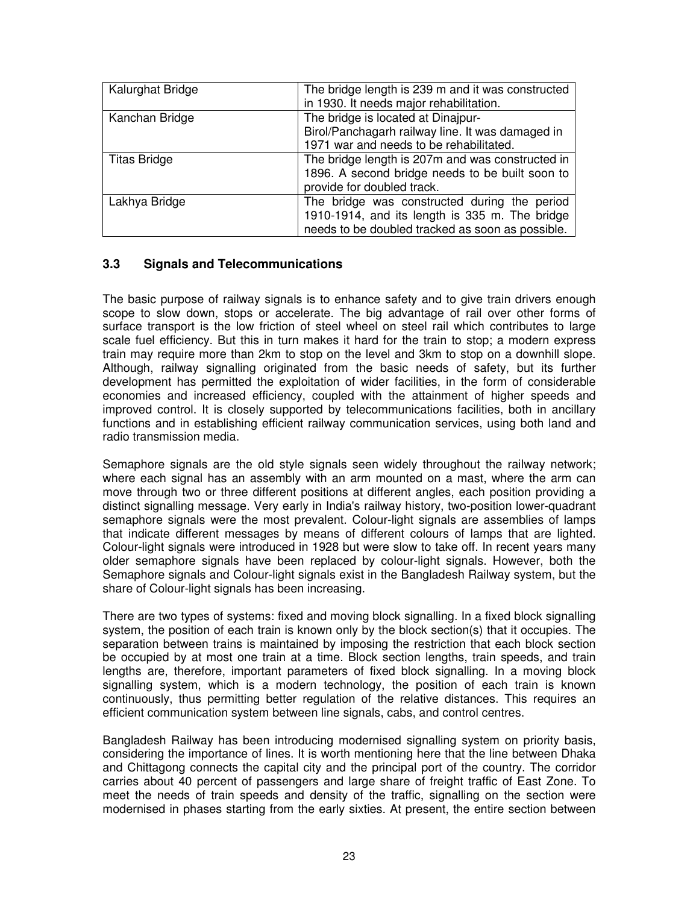| Kalurghat Bridge | The bridge length is 239 m and it was constructed in 1930. It needs major rehabilitation. |
| --- | --- |
| Kanchan Bridge | The bridge is located at Dinajpur-Birol/Panchagarh railway line. It was damaged in 1971 war and needs to be rehabilitated. |
| Titas Bridge | The bridge length is 207m and was constructed in 1896. A second bridge needs to be built soon to provide for doubled track. |
| Lakhya Bridge | The bridge was constructed during the period 1910-1914, and its length is 335 m. The bridge needs to be doubled tracked as soon as possible. |

### 3.3 Signals and Telecommunications

The basic purpose of railway signals is to enhance safety and to give train drivers enough scope to slow down, stops or accelerate. The big advantage of rail over other forms of surface transport is the low friction of steel wheel on steel rail which contributes to large scale fuel efficiency. But this in turn makes it hard for the train to stop; a modern express train may require more than 2km to stop on the level and 3km to stop on a downhill slope. Although, railway signalling originated from the basic needs of safety, but its further development has permitted the exploitation of wider facilities, in the form of considerable economies and increased efficiency, coupled with the attainment of higher speeds and improved control. It is closely supported by telecommunications facilities, both in ancillary functions and in establishing efficient railway communication services, using both land and radio transmission media.

Semaphore signals are the old style signals seen widely throughout the railway network; where each signal has an assembly with an arm mounted on a mast, where the arm can move through two or three different positions at different angles, each position providing a distinct signalling message. Very early in India's railway history, two-position lower-quadrant semaphore signals were the most prevalent. Colour-light signals are assemblies of lamps that indicate different messages by means of different colours of lamps that are lighted. Colour-light signals were introduced in 1928 but were slow to take off. In recent years many older semaphore signals have been replaced by colour-light signals. However, both the Semaphore signals and Colour-light signals exist in the Bangladesh Railway system, but the share of Colour-light signals has been increasing.

There are two types of systems: fixed and moving block signalling. In a fixed block signalling system, the position of each train is known only by the block section(s) that it occupies. The separation between trains is maintained by imposing the restriction that each block section be occupied by at most one train at a time. Block section lengths, train speeds, and train lengths are, therefore, important parameters of fixed block signalling. In a moving block signalling system, which is a modern technology, the position of each train is known continuously, thus permitting better regulation of the relative distances. This requires an efficient communication system between line signals, cabs, and control centres.

Bangladesh Railway has been introducing modernised signalling system on priority basis, considering the importance of lines. It is worth mentioning here that the line between Dhaka and Chittagong connects the capital city and the principal port of the country. The corridor carries about 40 percent of passengers and large share of freight traffic of East Zone. To meet the needs of train speeds and density of the traffic, signalling on the section were modernised in phases starting from the early sixties. At present, the entire section between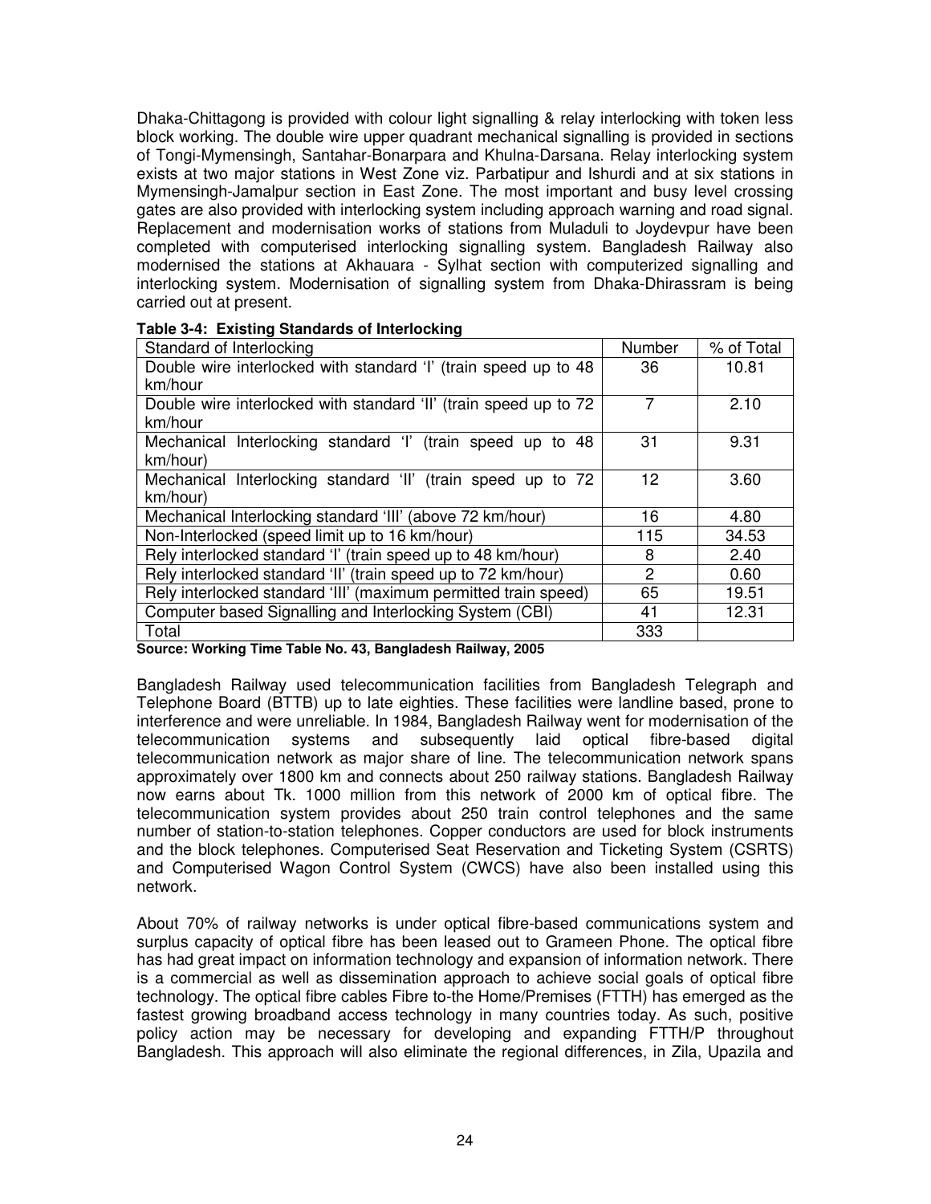Dhaka-Chittagong is provided with colour light signalling & relay interlocking with token less block working. The double wire upper quadrant mechanical signalling is provided in sections of Tongi-Mymensingh, Santahar-Bonarpara and Khulna-Darsana. Relay interlocking system exists at two major stations in West Zone viz. Parbatipur and Ishurdi and at six stations in Mymensingh-Jamalpur section in East Zone. The most important and busy level crossing gates are also provided with interlocking system including approach warning and road signal. Replacement and modernisation works of stations from Muladuli to Joydevpur have been completed with computerised interlocking signalling system. Bangladesh Railway also modernised the stations at Akhauara - Sylhat section with computerized signalling and interlocking system. Modernisation of signalling system from Dhaka-Dhirassram is being carried out at present.

**Table 3-4: Existing Standards of Interlocking**

| Standard of Interlocking | Number | % of Total |
|---|---|---|
| Double wire interlocked with standard 'I' (train speed up to 48 km/hour | 36 | 10.81 |
| Double wire interlocked with standard 'II' (train speed up to 72 km/hour | 7 | 2.10 |
| Mechanical Interlocking standard 'I' (train speed up to 48 km/hour) | 31 | 9.31 |
| Mechanical Interlocking standard 'II' (train speed up to 72 km/hour) | 12 | 3.60 |
| Mechanical Interlocking standard 'III' (above 72 km/hour) | 16 | 4.80 |
| Non-Interlocked (speed limit up to 16 km/hour) | 115 | 34.53 |
| Rely interlocked standard 'I' (train speed up to 48 km/hour) | 8 | 2.40 |
| Rely interlocked standard 'II' (train speed up to 72 km/hour) | 2 | 0.60 |
| Rely interlocked standard 'III' (maximum permitted train speed) | 65 | 19.51 |
| Computer based Signalling and Interlocking System (CBI) | 41 | 12.31 |
| Total | 333 | |

**Source: Working Time Table No. 43, Bangladesh Railway, 2005**

Bangladesh Railway used telecommunication facilities from Bangladesh Telegraph and Telephone Board (BTTB) up to late eighties. These facilities were landline based, prone to interference and were unreliable. In 1984, Bangladesh Railway went for modernisation of the telecommunication systems and subsequently laid optical fibre-based digital telecommunication network as major share of line. The telecommunication network spans approximately over 1800 km and connects about 250 railway stations. Bangladesh Railway now earns about Tk. 1000 million from this network of 2000 km of optical fibre. The telecommunication system provides about 250 train control telephones and the same number of station-to-station telephones. Copper conductors are used for block instruments and the block telephones. Computerised Seat Reservation and Ticketing System (CSRTS) and Computerised Wagon Control System (CWCS) have also been installed using this network.

About 70% of railway networks is under optical fibre-based communications system and surplus capacity of optical fibre has been leased out to Grameen Phone. The optical fibre has had great impact on information technology and expansion of information network. There is a commercial as well as dissemination approach to achieve social goals of optical fibre technology. The optical fibre cables Fibre to-the Home/Premises (FTTH) has emerged as the fastest growing broadband access technology in many countries today. As such, positive policy action may be necessary for developing and expanding FTTH/P throughout Bangladesh. This approach will also eliminate the regional differences, in Zila, Upazila and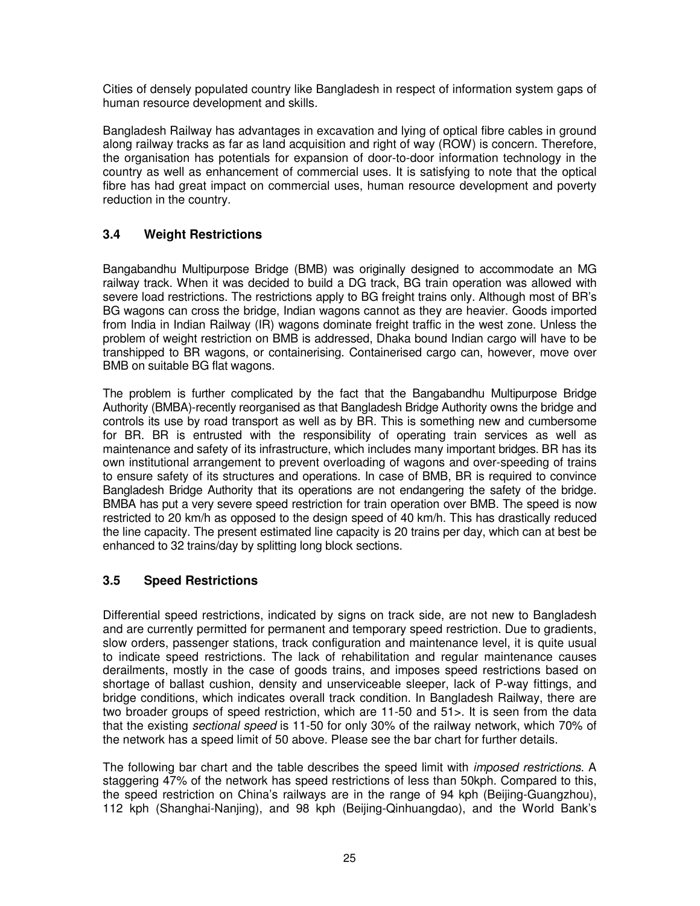Cities of densely populated country like Bangladesh in respect of information system gaps of human resource development and skills.

Bangladesh Railway has advantages in excavation and lying of optical fibre cables in ground along railway tracks as far as land acquisition and right of way (ROW) is concern. Therefore, the organisation has potentials for expansion of door-to-door information technology in the country as well as enhancement of commercial uses. It is satisfying to note that the optical fibre has had great impact on commercial uses, human resource development and poverty reduction in the country.

### 3.4 Weight Restrictions

Bangabandhu Multipurpose Bridge (BMB) was originally designed to accommodate an MG railway track. When it was decided to build a DG track, BG train operation was allowed with severe load restrictions. The restrictions apply to BG freight trains only. Although most of BR's BG wagons can cross the bridge, Indian wagons cannot as they are heavier. Goods imported from India in Indian Railway (IR) wagons dominate freight traffic in the west zone. Unless the problem of weight restriction on BMB is addressed, Dhaka bound Indian cargo will have to be transhipped to BR wagons, or containerising. Containerised cargo can, however, move over BMB on suitable BG flat wagons.

The problem is further complicated by the fact that the Bangabandhu Multipurpose Bridge Authority (BMBA)-recently reorganised as that Bangladesh Bridge Authority owns the bridge and controls its use by road transport as well as by BR. This is something new and cumbersome for BR. BR is entrusted with the responsibility of operating train services as well as maintenance and safety of its infrastructure, which includes many important bridges. BR has its own institutional arrangement to prevent overloading of wagons and over-speeding of trains to ensure safety of its structures and operations. In case of BMB, BR is required to convince Bangladesh Bridge Authority that its operations are not endangering the safety of the bridge. BMBA has put a very severe speed restriction for train operation over BMB. The speed is now restricted to 20 km/h as opposed to the design speed of 40 km/h. This has drastically reduced the line capacity. The present estimated line capacity is 20 trains per day, which can at best be enhanced to 32 trains/day by splitting long block sections.

### 3.5 Speed Restrictions

Differential speed restrictions, indicated by signs on track side, are not new to Bangladesh and are currently permitted for permanent and temporary speed restriction. Due to gradients, slow orders, passenger stations, track configuration and maintenance level, it is quite usual to indicate speed restrictions. The lack of rehabilitation and regular maintenance causes derailments, mostly in the case of goods trains, and imposes speed restrictions based on shortage of ballast cushion, density and unserviceable sleeper, lack of P-way fittings, and bridge conditions, which indicates overall track condition. In Bangladesh Railway, there are two broader groups of speed restriction, which are 11-50 and 51>. It is seen from the data that the existing *sectional speed* is 11-50 for only 30% of the railway network, which 70% of the network has a speed limit of 50 above. Please see the bar chart for further details.

The following bar chart and the table describes the speed limit with *imposed restrictions*. A staggering 47% of the network has speed restrictions of less than 50kph. Compared to this, the speed restriction on China's railways are in the range of 94 kph (Beijing-Guangzhou), 112 kph (Shanghai-Nanjing), and 98 kph (Beijing-Qinhuangdao), and the World Bank's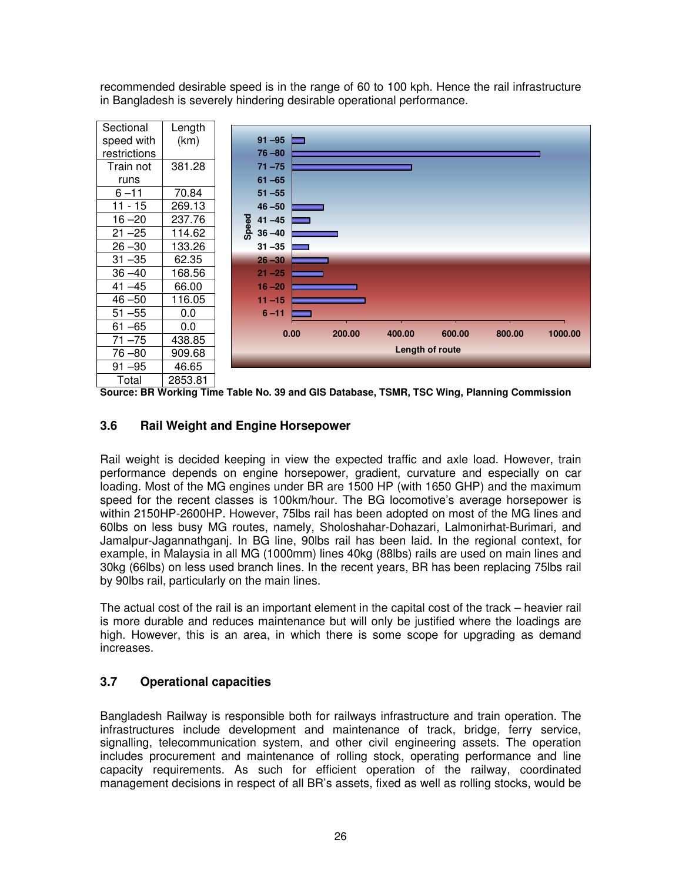recommended desirable speed is in the range of 60 to 100 kph. Hence the rail infrastructure in Bangladesh is severely hindering desirable operational performance.

| Sectional speed with restrictions | Length (km) |
|---|---|
| Train not runs | 381.28 |
| 6 –11 | 70.84 |
| 11 - 15 | 269.13 |
| 16 –20 | 237.76 |
| 21 –25 | 114.62 |
| 26 –30 | 133.26 |
| 31 –35 | 62.35 |
| 36 –40 | 168.56 |
| 41 –45 | 66.00 |
| 46 –50 | 116.05 |
| 51 –55 | 0.0 |
| 61 –65 | 0.0 |
| 71 –75 | 438.85 |
| 76 –80 | 909.68 |
| 91 –95 | 46.65 |
| Total | 2853.81 |

**Source: BR Working Time Table No. 39 and GIS Database, TSMR, TSC Wing, Planning Commission**

### 3.6 Rail Weight and Engine Horsepower

Rail weight is decided keeping in view the expected traffic and axle load. However, train performance depends on engine horsepower, gradient, curvature and especially on car loading. Most of the MG engines under BR are 1500 HP (with 1650 GHP) and the maximum speed for the recent classes is 100km/hour. The BG locomotive's average horsepower is within 2150HP-2600HP. However, 75lbs rail has been adopted on most of the MG lines and 60lbs on less busy MG routes, namely, Sholoshahar-Dohazari, Lalmonirhat-Burimari, and Jamalpur-Jagannathganj. In BG line, 90lbs rail has been laid. In the regional context, for example, in Malaysia in all MG (1000mm) lines 40kg (88lbs) rails are used on main lines and 30kg (66lbs) on less used branch lines. In the recent years, BR has been replacing 75lbs rail by 90lbs rail, particularly on the main lines.

The actual cost of the rail is an important element in the capital cost of the track – heavier rail is more durable and reduces maintenance but will only be justified where the loadings are high. However, this is an area, in which there is some scope for upgrading as demand increases.

### 3.7 Operational capacities

Bangladesh Railway is responsible both for railways infrastructure and train operation. The infrastructures include development and maintenance of track, bridge, ferry service, signalling, telecommunication system, and other civil engineering assets. The operation includes procurement and maintenance of rolling stock, operating performance and line capacity requirements. As such for efficient operation of the railway, coordinated management decisions in respect of all BR's assets, fixed as well as rolling stocks, would be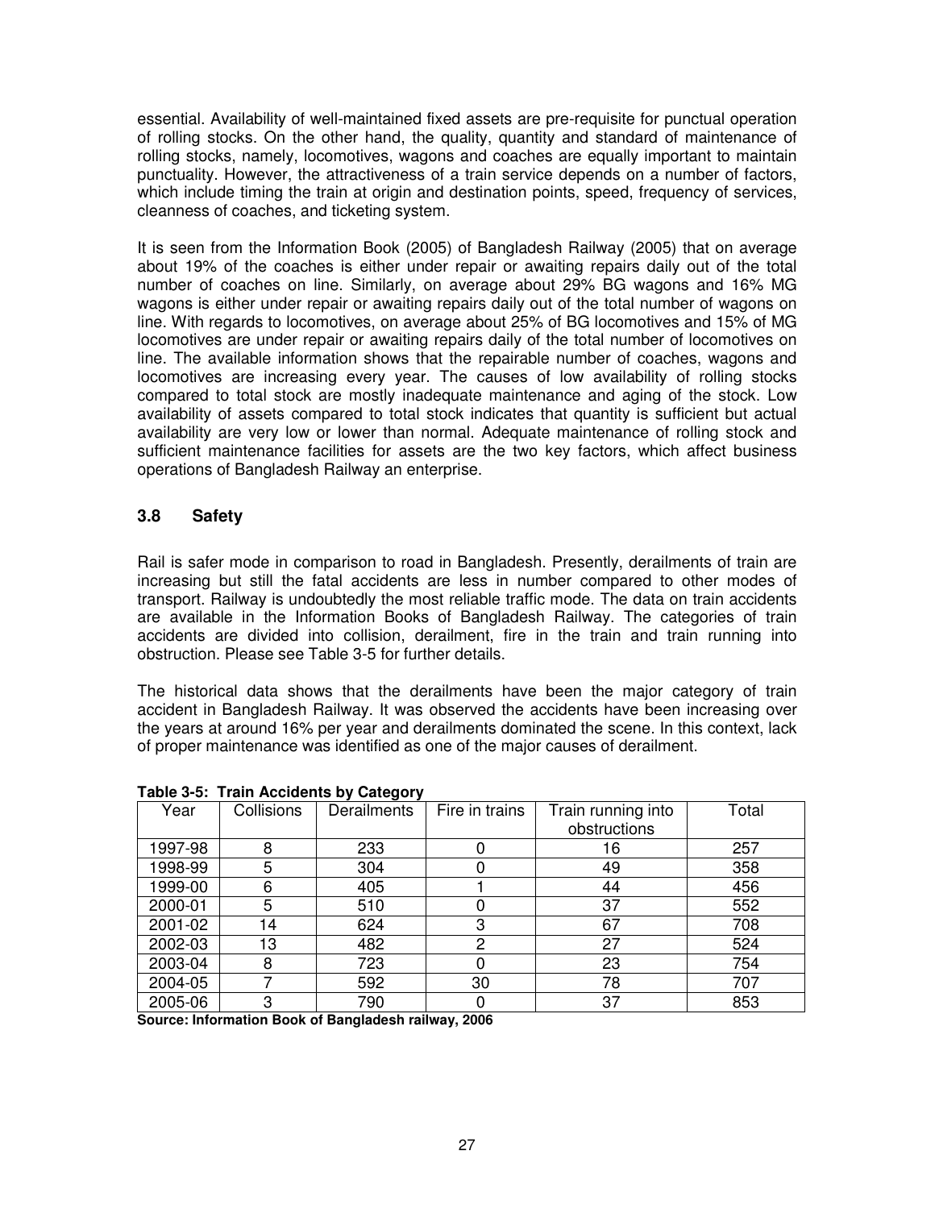essential. Availability of well-maintained fixed assets are pre-requisite for punctual operation of rolling stocks. On the other hand, the quality, quantity and standard of maintenance of rolling stocks, namely, locomotives, wagons and coaches are equally important to maintain punctuality. However, the attractiveness of a train service depends on a number of factors, which include timing the train at origin and destination points, speed, frequency of services, cleanness of coaches, and ticketing system.

It is seen from the Information Book (2005) of Bangladesh Railway (2005) that on average about 19% of the coaches is either under repair or awaiting repairs daily out of the total number of coaches on line. Similarly, on average about 29% BG wagons and 16% MG wagons is either under repair or awaiting repairs daily out of the total number of wagons on line. With regards to locomotives, on average about 25% of BG locomotives and 15% of MG locomotives are under repair or awaiting repairs daily of the total number of locomotives on line. The available information shows that the repairable number of coaches, wagons and locomotives are increasing every year. The causes of low availability of rolling stocks compared to total stock are mostly inadequate maintenance and aging of the stock. Low availability of assets compared to total stock indicates that quantity is sufficient but actual availability are very low or lower than normal. Adequate maintenance of rolling stock and sufficient maintenance facilities for assets are the two key factors, which affect business operations of Bangladesh Railway an enterprise.

### 3.8 Safety

Rail is safer mode in comparison to road in Bangladesh. Presently, derailments of train are increasing but still the fatal accidents are less in number compared to other modes of transport. Railway is undoubtedly the most reliable traffic mode. The data on train accidents are available in the Information Books of Bangladesh Railway. The categories of train accidents are divided into collision, derailment, fire in the train and train running into obstruction. Please see Table 3-5 for further details.

The historical data shows that the derailments have been the major category of train accident in Bangladesh Railway. It was observed the accidents have been increasing over the years at around 16% per year and derailments dominated the scene. In this context, lack of proper maintenance was identified as one of the major causes of derailment.

**Table 3-5: Train Accidents by Category**

| Year | Collisions | Derailments | Fire in trains | Train running into obstructions | Total |
|---|---|---|---|---|---|
| 1997-98 | 8 | 233 | 0 | 16 | 257 |
| 1998-99 | 5 | 304 | 0 | 49 | 358 |
| 1999-00 | 6 | 405 | 1 | 44 | 456 |
| 2000-01 | 5 | 510 | 0 | 37 | 552 |
| 2001-02 | 14 | 624 | 3 | 67 | 708 |
| 2002-03 | 13 | 482 | 2 | 27 | 524 |
| 2003-04 | 8 | 723 | 0 | 23 | 754 |
| 2004-05 | 7 | 592 | 30 | 78 | 707 |
| 2005-06 | 3 | 790 | 0 | 37 | 853 |

**Source: Information Book of Bangladesh railway, 2006**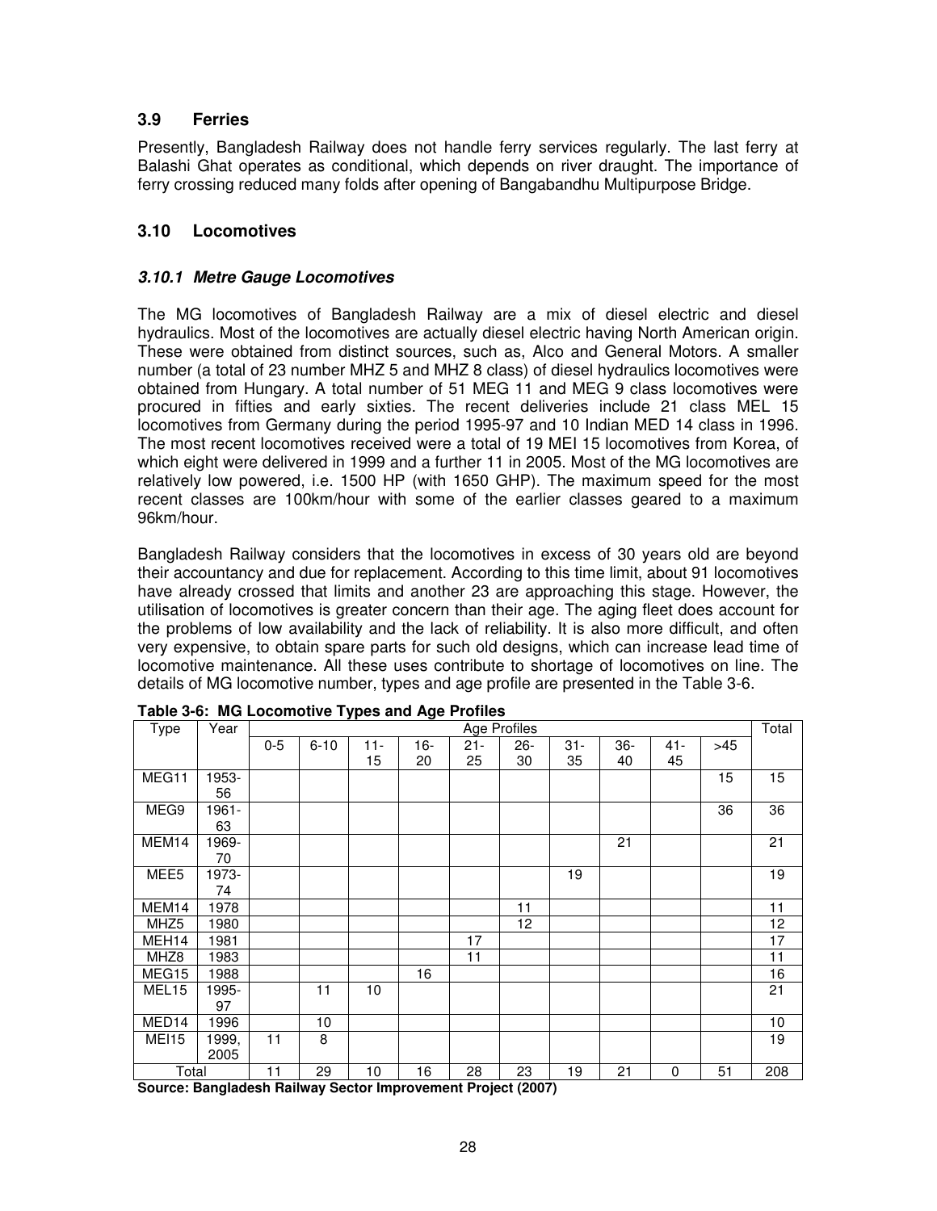## 3.9 Ferries

Presently, Bangladesh Railway does not handle ferry services regularly. The last ferry at Balashi Ghat operates as conditional, which depends on river draught. The importance of ferry crossing reduced many folds after opening of Bangabandhu Multipurpose Bridge.

## 3.10 Locomotives

### *3.10.1 Metre Gauge Locomotives*

The MG locomotives of Bangladesh Railway are a mix of diesel electric and diesel hydraulics. Most of the locomotives are actually diesel electric having North American origin. These were obtained from distinct sources, such as, Alco and General Motors. A smaller number (a total of 23 number MHZ 5 and MHZ 8 class) of diesel hydraulics locomotives were obtained from Hungary. A total number of 51 MEG 11 and MEG 9 class locomotives were procured in fifties and early sixties. The recent deliveries include 21 class MEL 15 locomotives from Germany during the period 1995-97 and 10 Indian MED 14 class in 1996. The most recent locomotives received were a total of 19 MEI 15 locomotives from Korea, of which eight were delivered in 1999 and a further 11 in 2005. Most of the MG locomotives are relatively low powered, i.e. 1500 HP (with 1650 GHP). The maximum speed for the most recent classes are 100km/hour with some of the earlier classes geared to a maximum 96km/hour.

Bangladesh Railway considers that the locomotives in excess of 30 years old are beyond their accountancy and due for replacement. According to this time limit, about 91 locomotives have already crossed that limits and another 23 are approaching this stage. However, the utilisation of locomotives is greater concern than their age. The aging fleet does account for the problems of low availability and the lack of reliability. It is also more difficult, and often very expensive, to obtain spare parts for such old designs, which can increase lead time of locomotive maintenance. All these uses contribute to shortage of locomotives on line. The details of MG locomotive number, types and age profile are presented in the Table 3-6.

**Table 3-6: MG Locomotive Types and Age Profiles**

| Type | Year | Age Profiles | | | | | | | | | | Total |
|---|---|---|---|---|---|---|---|---|---|---|---|---|
| | | 0-5 | 6-10 | 11-15 | 16-20 | 21-25 | 26-30 | 31-35 | 36-40 | 41-45 | >45 | |
| MEG11 | 1953-56 | | | | | | | | | | 15 | 15 |
| MEG9 | 1961-63 | | | | | | | | | | 36 | 36 |
| MEM14 | 1969-70 | | | | | | | | 21 | | | 21 |
| MEE5 | 1973-74 | | | | | | | 19 | | | | 19 |
| MEM14 | 1978 | | | | | | 11 | | | | | 11 |
| MHZ5 | 1980 | | | | | | 12 | | | | | 12 |
| MEH14 | 1981 | | | | | 17 | | | | | | 17 |
| MHZ8 | 1983 | | | | | 11 | | | | | | 11 |
| MEG15 | 1988 | | | | 16 | | | | | | | 16 |
| MEL15 | 1995-97 | | 11 | 10 | | | | | | | | 21 |
| MED14 | 1996 | | 10 | | | | | | | | | 10 |
| MEI15 | 1999, 2005 | 11 | 8 | | | | | | | | | 19 |
| Total | | 11 | 29 | 10 | 16 | 28 | 23 | 19 | 21 | 0 | 51 | 208 |

**Source: Bangladesh Railway Sector Improvement Project (2007)**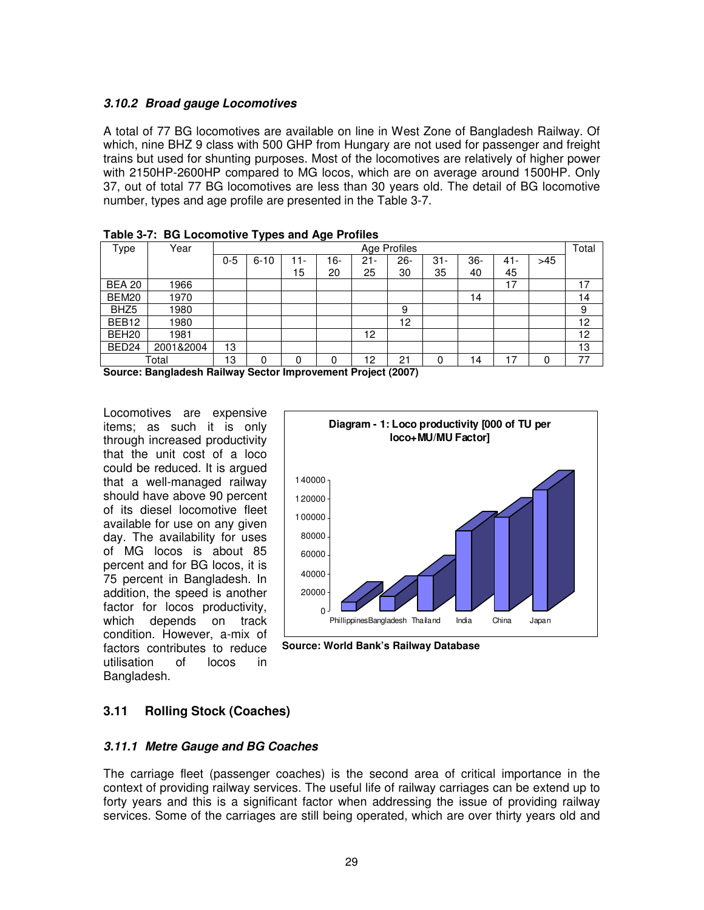### *3.10.2 Broad gauge Locomotives*

A total of 77 BG locomotives are available on line in West Zone of Bangladesh Railway. Of which, nine BHZ 9 class with 500 GHP from Hungary are not used for passenger and freight trains but used for shunting purposes. Most of the locomotives are relatively of higher power with 2150HP-2600HP compared to MG locos, which are on average around 1500HP. Only 37, out of total 77 BG locomotives are less than 30 years old. The detail of BG locomotive number, types and age profile are presented in the Table 3-7.

**Table 3-7: BG Locomotive Types and Age Profiles**

| Type | Year | Age Profiles | | | | | | | | | | Total |
|---|---|---|---|---|---|---|---|---|---|---|---|---|
| | | 0-5 | 6-10 | 11-15 | 16-20 | 21-25 | 26-30 | 31-35 | 36-40 | 41-45 | >45 | |
| BEA 20 | 1966 | | | | | | | | | 17 | | 17 |
| BEM20 | 1970 | | | | | | | | 14 | | | 14 |
| BHZ5 | 1980 | | | | | | 9 | | | | | 9 |
| BEB12 | 1980 | | | | | | 12 | | | | | 12 |
| BEH20 | 1981 | | | | | 12 | | | | | | 12 |
| BED24 | 2001&2004 | 13 | | | | | | | | | | 13 |
| Total | | 13 | 0 | 0 | 0 | 12 | 21 | 0 | 14 | 17 | 0 | 77 |

**Source: Bangladesh Railway Sector Improvement Project (2007)**

Locomotives are expensive items; as such it is only through increased productivity that the unit cost of a loco could be reduced. It is argued that a well-managed railway should have above 90 percent of its diesel locomotive fleet available for use on any given day. The availability for uses of MG locos is about 85 percent and for BG locos, it is 75 percent in Bangladesh. In addition, the speed is another factor for locos productivity, which depends on track condition. However, a-mix of factors contributes to reduce utilisation of locos in Bangladesh.

**Diagram - 1: Loco productivity [000 of TU per loco+MU/MU Factor]**

**Source: World Bank's Railway Database**

## 3.11 Rolling Stock (Coaches)

### *3.11.1 Metre Gauge and BG Coaches*

The carriage fleet (passenger coaches) is the second area of critical importance in the context of providing railway services. The useful life of railway carriages can be extend up to forty years and this is a significant factor when addressing the issue of providing railway services. Some of the carriages are still being operated, which are over thirty years old and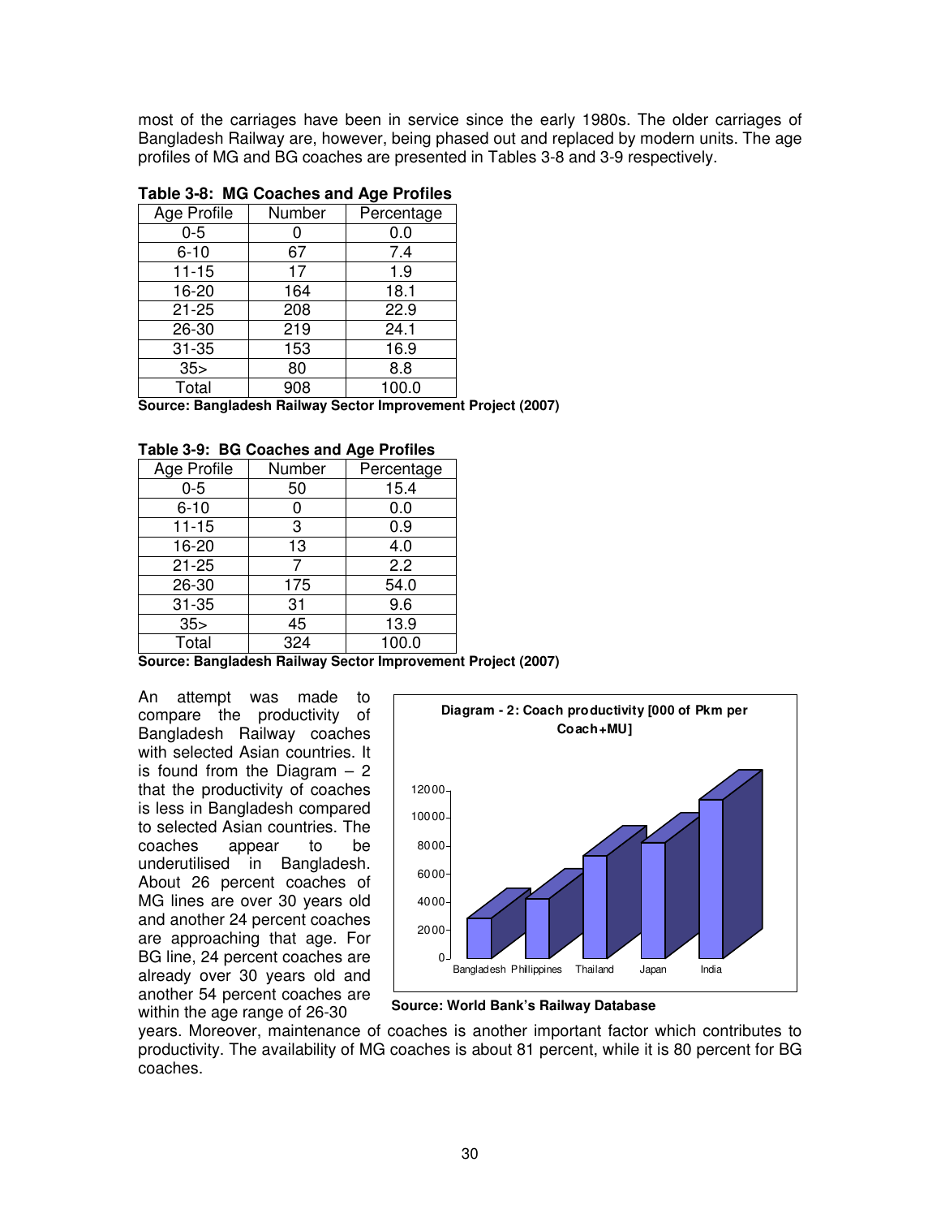most of the carriages have been in service since the early 1980s. The older carriages of Bangladesh Railway are, however, being phased out and replaced by modern units. The age profiles of MG and BG coaches are presented in Tables 3-8 and 3-9 respectively.

**Table 3-8: MG Coaches and Age Profiles**

| Age Profile | Number | Percentage |
|---|---|---|
| 0-5 | 0 | 0.0 |
| 6-10 | 67 | 7.4 |
| 11-15 | 17 | 1.9 |
| 16-20 | 164 | 18.1 |
| 21-25 | 208 | 22.9 |
| 26-30 | 219 | 24.1 |
| 31-35 | 153 | 16.9 |
| 35> | 80 | 8.8 |
| Total | 908 | 100.0 |

**Source: Bangladesh Railway Sector Improvement Project (2007)**

**Table 3-9: BG Coaches and Age Profiles**

| Age Profile | Number | Percentage |
|---|---|---|
| 0-5 | 50 | 15.4 |
| 6-10 | 0 | 0.0 |
| 11-15 | 3 | 0.9 |
| 16-20 | 13 | 4.0 |
| 21-25 | 7 | 2.2 |
| 26-30 | 175 | 54.0 |
| 31-35 | 31 | 9.6 |
| 35> | 45 | 13.9 |
| Total | 324 | 100.0 |

**Source: Bangladesh Railway Sector Improvement Project (2007)**

An attempt was made to compare the productivity of Bangladesh Railway coaches with selected Asian countries. It is found from the Diagram – 2 that the productivity of coaches is less in Bangladesh compared to selected Asian countries. The coaches appear to be underutilised in Bangladesh. About 26 percent coaches of MG lines are over 30 years old and another 24 percent coaches are approaching that age. For BG line, 24 percent coaches are already over 30 years old and another 54 percent coaches are within the age range of 26-30 years. Moreover, maintenance of coaches is another important factor which contributes to productivity. The availability of MG coaches is about 81 percent, while it is 80 percent for BG coaches.

**Diagram - 2: Coach productivity [000 of Pkm per Coach+MU]**

**Source: World Bank's Railway Database**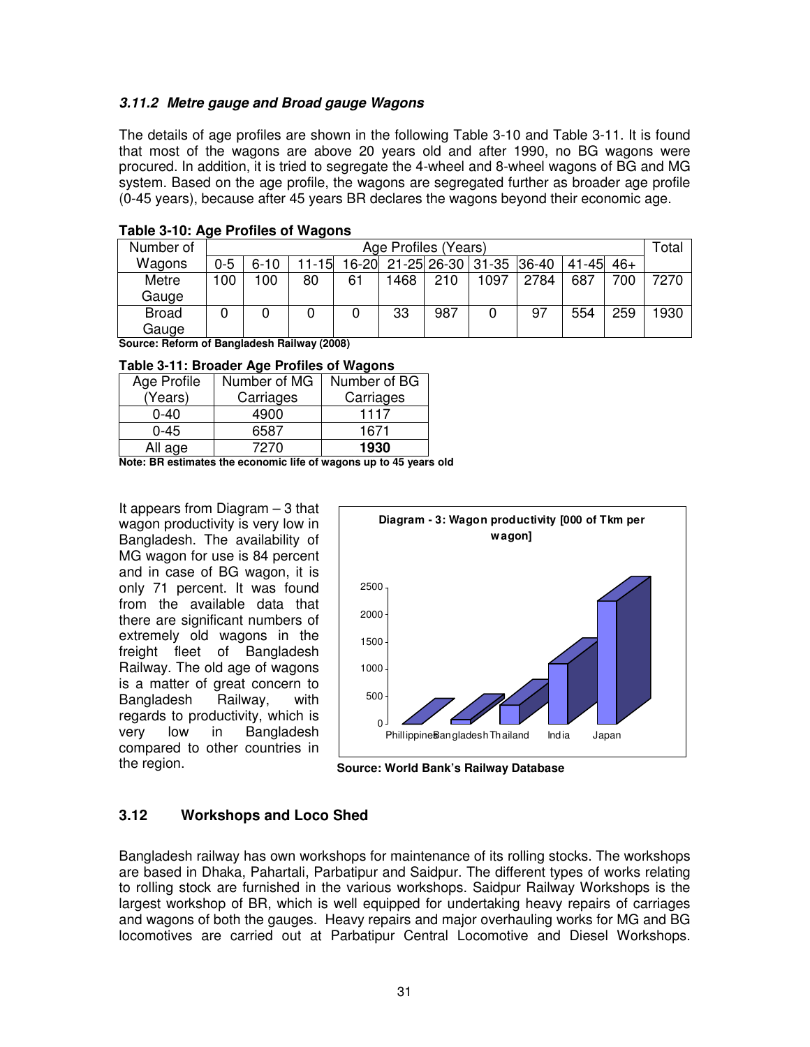### *3.11.2 Metre gauge and Broad gauge Wagons*

The details of age profiles are shown in the following Table 3-10 and Table 3-11. It is found that most of the wagons are above 20 years old and after 1990, no BG wagons were procured. In addition, it is tried to segregate the 4-wheel and 8-wheel wagons of BG and MG system. Based on the age profile, the wagons are segregated further as broader age profile (0-45 years), because after 45 years BR declares the wagons beyond their economic age.

**Table 3-10: Age Profiles of Wagons**

| Number of Wagons | Age Profiles (Years) | | | | | | | | | | Total |
|---|---|---|---|---|---|---|---|---|---|---|---|
| | 0-5 | 6-10 | 11-15 | 16-20 | 21-25 | 26-30 | 31-35 | 36-40 | 41-45 | 46+ | |
| Metre Gauge | 100 | 100 | 80 | 61 | 1468 | 210 | 1097 | 2784 | 687 | 700 | 7270 |
| Broad Gauge | 0 | 0 | 0 | 0 | 33 | 987 | 0 | 97 | 554 | 259 | 1930 |

**Source: Reform of Bangladesh Railway (2008)**

**Table 3-11: Broader Age Profiles of Wagons**

| Age Profile (Years) | Number of MG Carriages | Number of BG Carriages |
|---|---|---|
| 0-40 | 4900 | 1117 |
| 0-45 | 6587 | 1671 |
| All age | 7270 | **1930** |

**Note: BR estimates the economic life of wagons up to 45 years old**

It appears from Diagram – 3 that wagon productivity is very low in Bangladesh. The availability of MG wagon for use is 84 percent and in case of BG wagon, it is only 71 percent. It was found from the available data that there are significant numbers of extremely old wagons in the freight fleet of Bangladesh Railway. The old age of wagons is a matter of great concern to Bangladesh Railway, with regards to productivity, which is very low in Bangladesh compared to other countries in the region.

**Diagram - 3: Wagon productivity [000 of Tkm per wagon]**

**Source: World Bank's Railway Database**

## 3.12 Workshops and Loco Shed

Bangladesh railway has own workshops for maintenance of its rolling stocks. The workshops are based in Dhaka, Pahartali, Parbatipur and Saidpur. The different types of works relating to rolling stock are furnished in the various workshops. Saidpur Railway Workshops is the largest workshop of BR, which is well equipped for undertaking heavy repairs of carriages and wagons of both the gauges. Heavy repairs and major overhauling works for MG and BG locomotives are carried out at Parbatipur Central Locomotive and Diesel Workshops.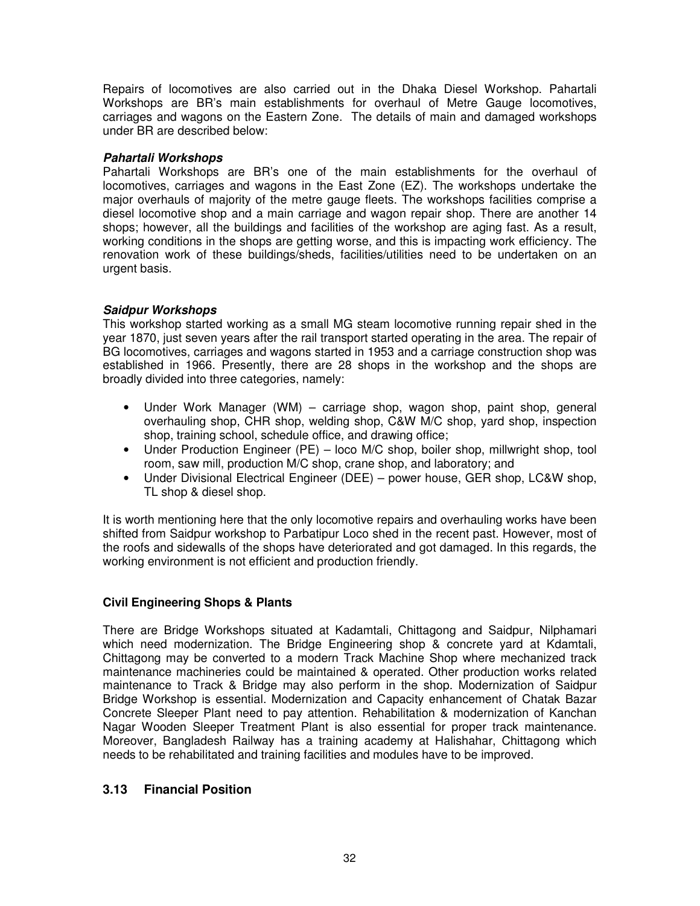Repairs of locomotives are also carried out in the Dhaka Diesel Workshop. Pahartali Workshops are BR's main establishments for overhaul of Metre Gauge locomotives, carriages and wagons on the Eastern Zone. The details of main and damaged workshops under BR are described below:

***Pahartali Workshops***

Pahartali Workshops are BR's one of the main establishments for the overhaul of locomotives, carriages and wagons in the East Zone (EZ). The workshops undertake the major overhauls of majority of the metre gauge fleets. The workshops facilities comprise a diesel locomotive shop and a main carriage and wagon repair shop. There are another 14 shops; however, all the buildings and facilities of the workshop are aging fast. As a result, working conditions in the shops are getting worse, and this is impacting work efficiency. The renovation work of these buildings/sheds, facilities/utilities need to be undertaken on an urgent basis.

***Saidpur Workshops***

This workshop started working as a small MG steam locomotive running repair shed in the year 1870, just seven years after the rail transport started operating in the area. The repair of BG locomotives, carriages and wagons started in 1953 and a carriage construction shop was established in 1966. Presently, there are 28 shops in the workshop and the shops are broadly divided into three categories, namely:

- Under Work Manager (WM) – carriage shop, wagon shop, paint shop, general overhauling shop, CHR shop, welding shop, C&W M/C shop, yard shop, inspection shop, training school, schedule office, and drawing office;
- Under Production Engineer (PE) – loco M/C shop, boiler shop, millwright shop, tool room, saw mill, production M/C shop, crane shop, and laboratory; and
- Under Divisional Electrical Engineer (DEE) – power house, GER shop, LC&W shop, TL shop & diesel shop.

It is worth mentioning here that the only locomotive repairs and overhauling works have been shifted from Saidpur workshop to Parbatipur Loco shed in the recent past. However, most of the roofs and sidewalls of the shops have deteriorated and got damaged. In this regards, the working environment is not efficient and production friendly.

**Civil Engineering Shops & Plants**

There are Bridge Workshops situated at Kadamtali, Chittagong and Saidpur, Nilphamari which need modernization. The Bridge Engineering shop & concrete yard at Kdamtali, Chittagong may be converted to a modern Track Machine Shop where mechanized track maintenance machineries could be maintained & operated. Other production works related maintenance to Track & Bridge may also perform in the shop. Modernization of Saidpur Bridge Workshop is essential. Modernization and Capacity enhancement of Chatak Bazar Concrete Sleeper Plant need to pay attention. Rehabilitation & modernization of Kanchan Nagar Wooden Sleeper Treatment Plant is also essential for proper track maintenance. Moreover, Bangladesh Railway has a training academy at Halishahar, Chittagong which needs to be rehabilitated and training facilities and modules have to be improved.

## 3.13 Financial Position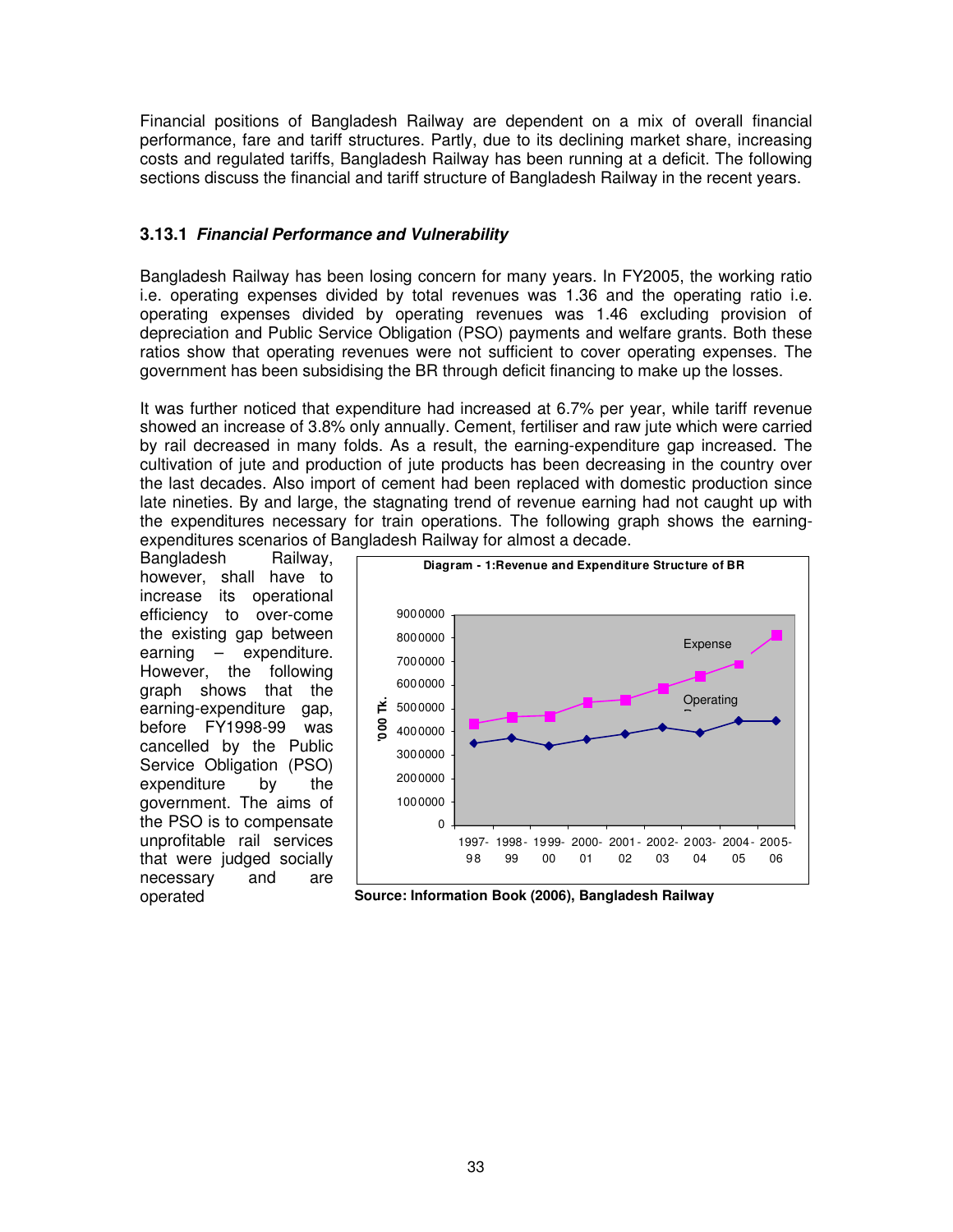Financial positions of Bangladesh Railway are dependent on a mix of overall financial performance, fare and tariff structures. Partly, due to its declining market share, increasing costs and regulated tariffs, Bangladesh Railway has been running at a deficit. The following sections discuss the financial and tariff structure of Bangladesh Railway in the recent years.

### 3.13.1 *Financial Performance and Vulnerability*

Bangladesh Railway has been losing concern for many years. In FY2005, the working ratio i.e. operating expenses divided by total revenues was 1.36 and the operating ratio i.e. operating expenses divided by operating revenues was 1.46 excluding provision of depreciation and Public Service Obligation (PSO) payments and welfare grants. Both these ratios show that operating revenues were not sufficient to cover operating expenses. The government has been subsidising the BR through deficit financing to make up the losses.

It was further noticed that expenditure had increased at 6.7% per year, while tariff revenue showed an increase of 3.8% only annually. Cement, fertiliser and raw jute which were carried by rail decreased in many folds. As a result, the earning-expenditure gap increased. The cultivation of jute and production of jute products has been decreasing in the country over the last decades. Also import of cement had been replaced with domestic production since late nineties. By and large, the stagnating trend of revenue earning had not caught up with the expenditures necessary for train operations. The following graph shows the earning-expenditures scenarios of Bangladesh Railway for almost a decade.

Bangladesh Railway, however, shall have to increase its operational efficiency to over-come the existing gap between earning – expenditure. However, the following graph shows that the earning-expenditure gap, before FY1998-99 was cancelled by the Public Service Obligation (PSO) expenditure by the government. The aims of the PSO is to compensate unprofitable rail services that were judged socially necessary and are operated

**Diagram - 1:Revenue and Expenditure Structure of BR**

**Source: Information Book (2006), Bangladesh Railway**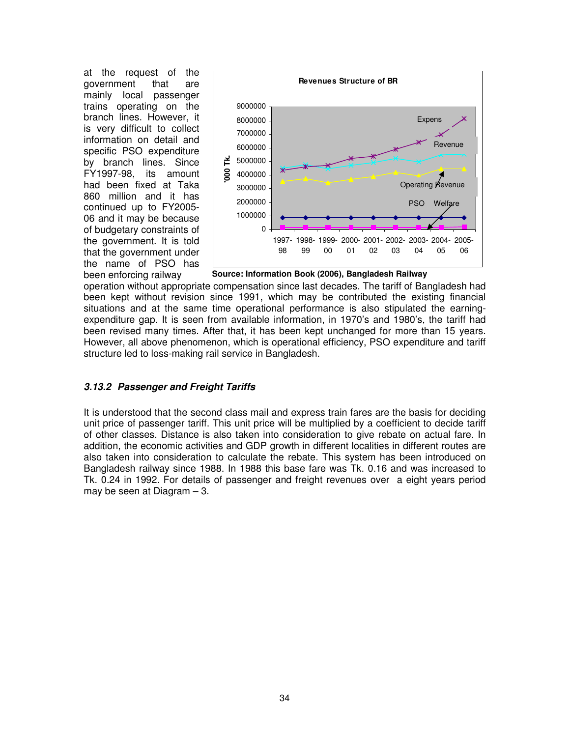at the request of the government that are mainly local passenger trains operating on the branch lines. However, it is very difficult to collect information on detail and specific PSO expenditure by branch lines. Since FY1997-98, its amount had been fixed at Taka 860 million and it has continued up to FY2005-06 and it may be because of budgetary constraints of the government. It is told that the government under the name of PSO has been enforcing railway operation without appropriate compensation since last decades. The tariff of Bangladesh had been kept without revision since 1991, which may be contributed the existing financial situations and at the same time operational performance is also stipulated the earning-expenditure gap. It is seen from available information, in 1970's and 1980's, the tariff had been revised many times. After that, it has been kept unchanged for more than 15 years. However, all above phenomenon, which is operational efficiency, PSO expenditure and tariff structure led to loss-making rail service in Bangladesh.

**Revenues Structure of BR**

Source: Information Book (2006), Bangladesh Railway

### *3.13.2 Passenger and Freight Tariffs*

It is understood that the second class mail and express train fares are the basis for deciding unit price of passenger tariff. This unit price will be multiplied by a coefficient to decide tariff of other classes. Distance is also taken into consideration to give rebate on actual fare. In addition, the economic activities and GDP growth in different localities in different routes are also taken into consideration to calculate the rebate. This system has been introduced on Bangladesh railway since 1988. In 1988 this base fare was Tk. 0.16 and was increased to Tk. 0.24 in 1992. For details of passenger and freight revenues over a eight years period may be seen at Diagram – 3.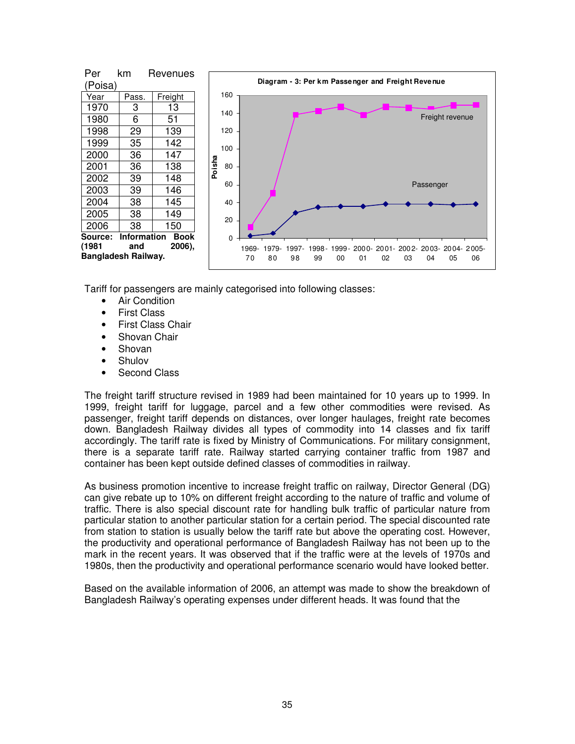Per km Revenues (Poisa)

| Year | Pass. | Freight |
|---|---|---|
| 1970 | 3 | 13 |
| 1980 | 6 | 51 |
| 1998 | 29 | 139 |
| 1999 | 35 | 142 |
| 2000 | 36 | 147 |
| 2001 | 36 | 138 |
| 2002 | 39 | 148 |
| 2003 | 39 | 146 |
| 2004 | 38 | 145 |
| 2005 | 38 | 149 |
| 2006 | 38 | 150 |

**Source: Information Book (1981 and 2006), Bangladesh Railway.**

**Diagram - 3: Per km Passenger and Freight Revenue**

Tariff for passengers are mainly categorised into following classes:

- Air Condition
- First Class
- First Class Chair
- Shovan Chair
- Shovan
- Shulov
- Second Class

The freight tariff structure revised in 1989 had been maintained for 10 years up to 1999. In 1999, freight tariff for luggage, parcel and a few other commodities were revised. As passenger, freight tariff depends on distances, over longer haulages, freight rate becomes down. Bangladesh Railway divides all types of commodity into 14 classes and fix tariff accordingly. The tariff rate is fixed by Ministry of Communications. For military consignment, there is a separate tariff rate. Railway started carrying container traffic from 1987 and container has been kept outside defined classes of commodities in railway.

As business promotion incentive to increase freight traffic on railway, Director General (DG) can give rebate up to 10% on different freight according to the nature of traffic and volume of traffic. There is also special discount rate for handling bulk traffic of particular nature from particular station to another particular station for a certain period. The special discounted rate from station to station is usually below the tariff rate but above the operating cost. However, the productivity and operational performance of Bangladesh Railway has not been up to the mark in the recent years. It was observed that if the traffic were at the levels of 1970s and 1980s, then the productivity and operational performance scenario would have looked better.

Based on the available information of 2006, an attempt was made to show the breakdown of Bangladesh Railway's operating expenses under different heads. It was found that the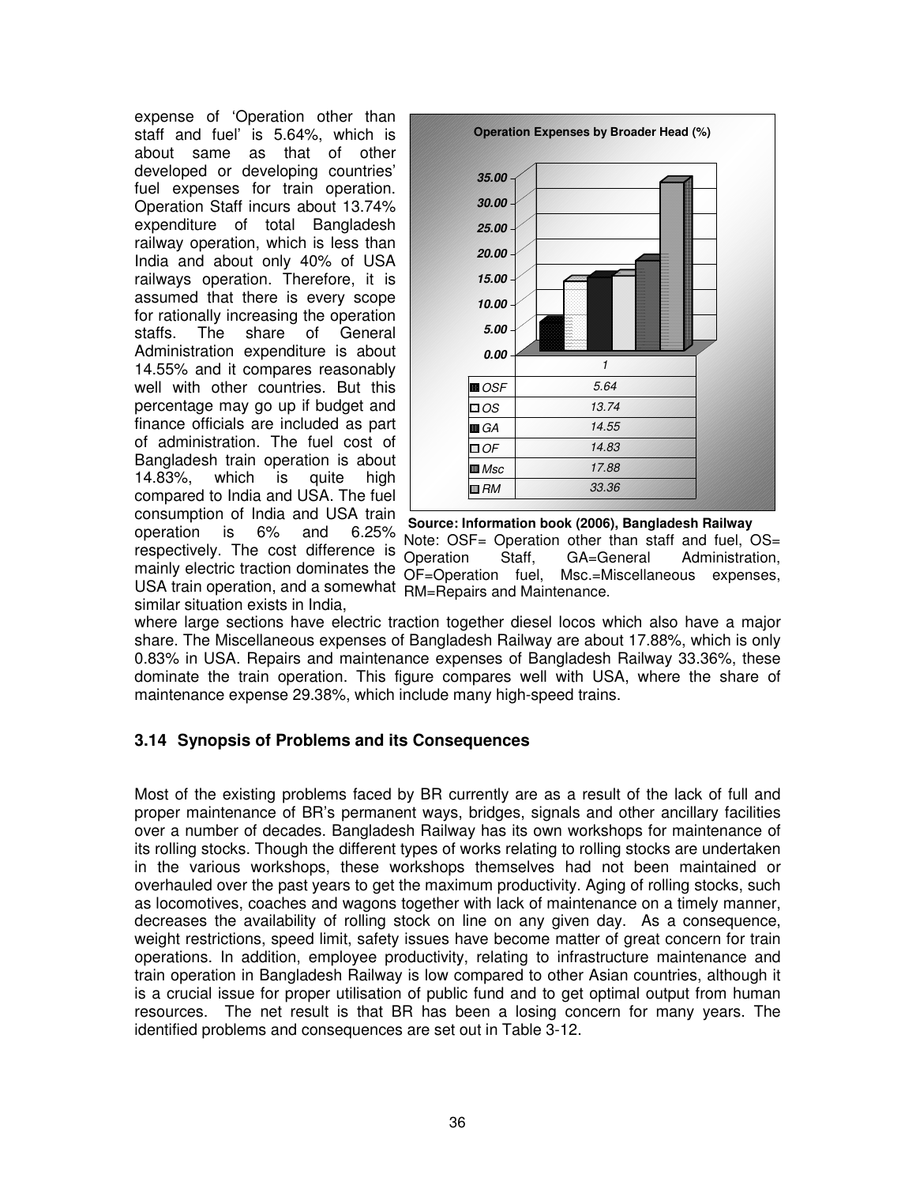expense of 'Operation other than staff and fuel' is 5.64%, which is about same as that of other developed or developing countries' fuel expenses for train operation. Operation Staff incurs about 13.74% expenditure of total Bangladesh railway operation, which is less than India and about only 40% of USA railways operation. Therefore, it is assumed that there is every scope for rationally increasing the operation staffs. The share of General Administration expenditure is about 14.55% and it compares reasonably well with other countries. But this percentage may go up if budget and finance officials are included as part of administration. The fuel cost of Bangladesh train operation is about 14.83%, which is quite high compared to India and USA. The fuel consumption of India and USA train operation is 6% and 6.25% respectively. The cost difference is mainly electric traction dominates the USA train operation, and a somewhat similar situation exists in India, where large sections have electric traction together diesel locos which also have a major share. The Miscellaneous expenses of Bangladesh Railway are about 17.88%, which is only 0.83% in USA. Repairs and maintenance expenses of Bangladesh Railway 33.36%, these dominate the train operation. This figure compares well with USA, where the share of maintenance expense 29.38%, which include many high-speed trains.

**Operation Expenses by Broader Head (%)**

35.00
30.00
25.00
20.00
15.00
10.00
5.00
0.00

1

OSF 5.64
OS 13.74
GA 14.55
OF 14.83
Msc 17.88
RM 33.36

**Source: Information book (2006), Bangladesh Railway**

Note: OSF= Operation other than staff and fuel, OS= Operation Staff, GA=General Administration, OF=Operation fuel, Msc.=Miscellaneous expenses, RM=Repairs and Maintenance.

### 3.14 Synopsis of Problems and its Consequences

Most of the existing problems faced by BR currently are as a result of the lack of full and proper maintenance of BR's permanent ways, bridges, signals and other ancillary facilities over a number of decades. Bangladesh Railway has its own workshops for maintenance of its rolling stocks. Though the different types of works relating to rolling stocks are undertaken in the various workshops, these workshops themselves had not been maintained or overhauled over the past years to get the maximum productivity. Aging of rolling stocks, such as locomotives, coaches and wagons together with lack of maintenance on a timely manner, decreases the availability of rolling stock on line on any given day. As a consequence, weight restrictions, speed limit, safety issues have become matter of great concern for train operations. In addition, employee productivity, relating to infrastructure maintenance and train operation in Bangladesh Railway is low compared to other Asian countries, although it is a crucial issue for proper utilisation of public fund and to get optimal output from human resources. The net result is that BR has been a losing concern for many years. The identified problems and consequences are set out in Table 3-12.